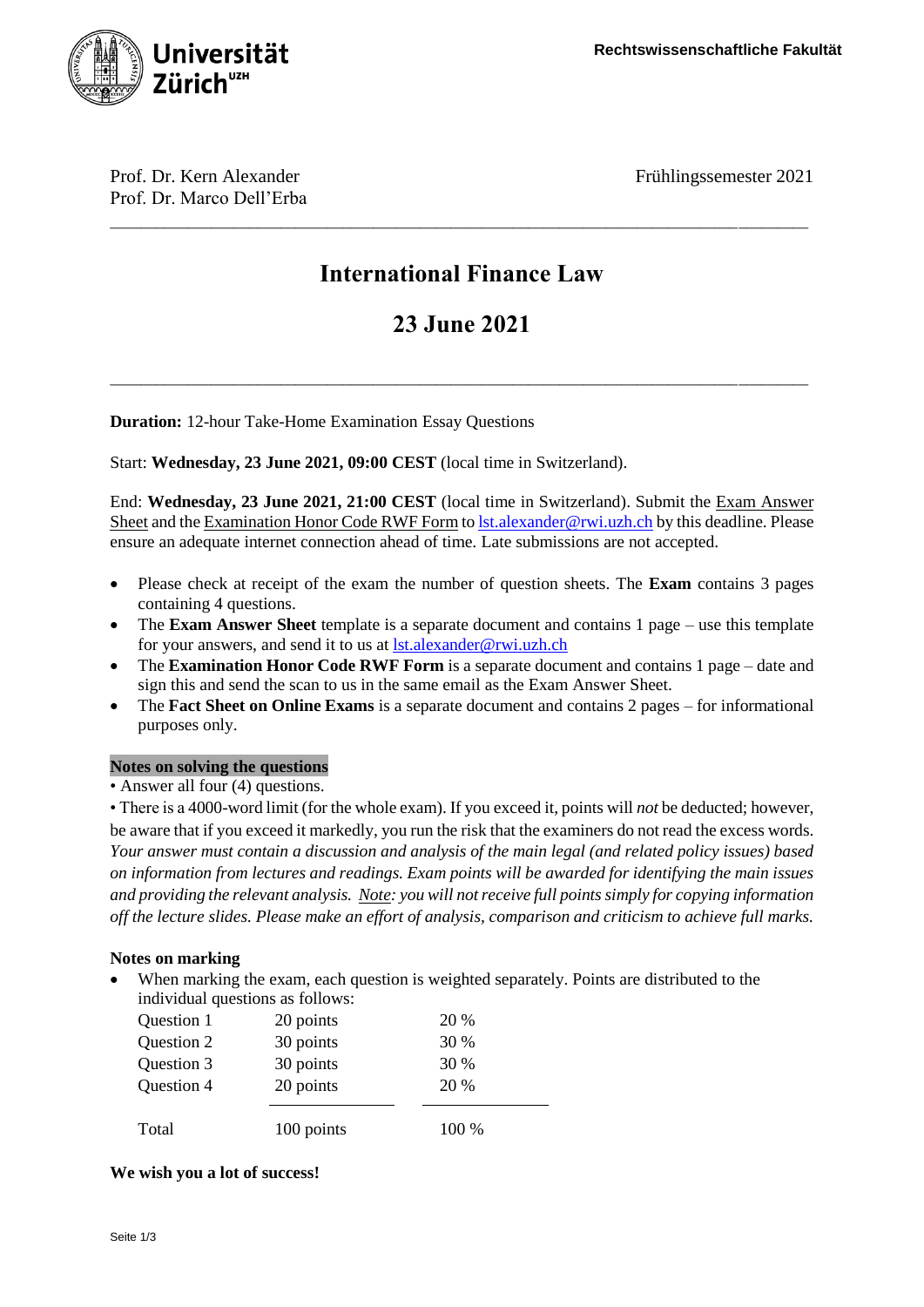Universität Zürich[UZH]

**Rechtswissenschaftliche Fakultät**

Prof. Dr. Kern Alexander
Prof. Dr. Marco Dell'Erba

Frühlingssemester 2021

---

# International Finance Law

## 23 June 2021

---

**Duration:** 12-hour Take-Home Examination Essay Questions

Start: **Wednesday, 23 June 2021, 09:00 CEST** (local time in Switzerland).

End: **Wednesday, 23 June 2021, 21:00 CEST** (local time in Switzerland). Submit the Exam Answer Sheet and the Examination Honor Code RWF Form to lst.alexander@rwi.uzh.ch by this deadline. Please ensure an adequate internet connection ahead of time. Late submissions are not accepted.

- Please check at receipt of the exam the number of question sheets. The **Exam** contains 3 pages containing 4 questions.
- The **Exam Answer Sheet** template is a separate document and contains 1 page – use this template for your answers, and send it to us at lst.alexander@rwi.uzh.ch
- The **Examination Honor Code RWF Form** is a separate document and contains 1 page – date and sign this and send the scan to us in the same email as the Exam Answer Sheet.
- The **Fact Sheet on Online Exams** is a separate document and contains 2 pages – for informational purposes only.

**Notes on solving the questions**

• Answer all four (4) questions.

• There is a 4000-word limit (for the whole exam). If you exceed it, points will *not* be deducted; however, be aware that if you exceed it markedly, you run the risk that the examiners do not read the excess words. *Your answer must contain a discussion and analysis of the main legal (and related policy issues) based on information from lectures and readings. Exam points will be awarded for identifying the main issues and providing the relevant analysis. Note: you will not receive full points simply for copying information off the lecture slides. Please make an effort of analysis, comparison and criticism to achieve full marks.*

**Notes on marking**

- When marking the exam, each question is weighted separately. Points are distributed to the individual questions as follows:

| | | |
|---|---|---|
| Question 1 | 20 points | 20 % |
| Question 2 | 30 points | 30 % |
| Question 3 | 30 points | 30 % |
| Question 4 | 20 points | 20 % |
| Total | 100 points | 100 % |

**We wish you a lot of success!**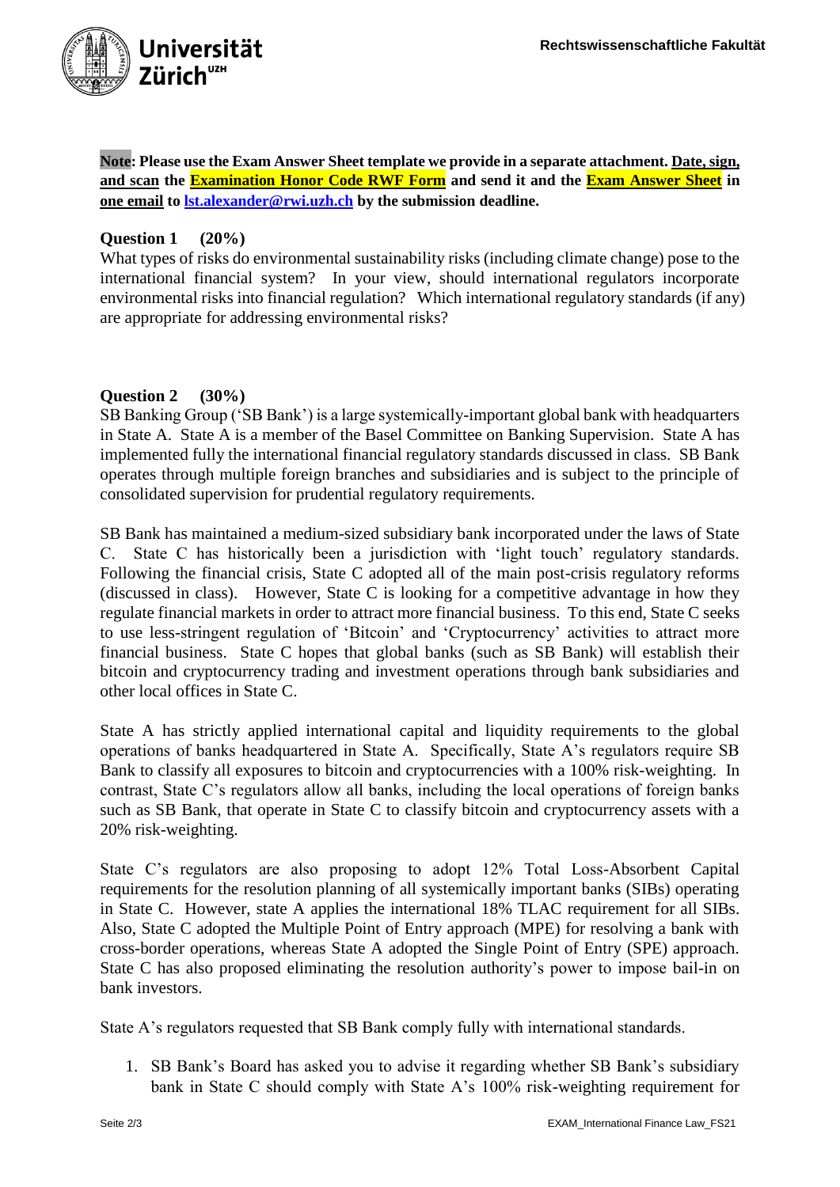**Note: Please use the Exam Answer Sheet template we provide in a separate attachment. Date, sign, and scan the Examination Honor Code RWF Form and send it and the Exam Answer Sheet in one email to lst.alexander@rwi.uzh.ch by the submission deadline.**

**Question 1 (20%)**

What types of risks do environmental sustainability risks (including climate change) pose to the international financial system? In your view, should international regulators incorporate environmental risks into financial regulation? Which international regulatory standards (if any) are appropriate for addressing environmental risks?

**Question 2 (30%)**

SB Banking Group ('SB Bank') is a large systemically-important global bank with headquarters in State A. State A is a member of the Basel Committee on Banking Supervision. State A has implemented fully the international financial regulatory standards discussed in class. SB Bank operates through multiple foreign branches and subsidiaries and is subject to the principle of consolidated supervision for prudential regulatory requirements.

SB Bank has maintained a medium-sized subsidiary bank incorporated under the laws of State C. State C has historically been a jurisdiction with 'light touch' regulatory standards. Following the financial crisis, State C adopted all of the main post-crisis regulatory reforms (discussed in class). However, State C is looking for a competitive advantage in how they regulate financial markets in order to attract more financial business. To this end, State C seeks to use less-stringent regulation of 'Bitcoin' and 'Cryptocurrency' activities to attract more financial business. State C hopes that global banks (such as SB Bank) will establish their bitcoin and cryptocurrency trading and investment operations through bank subsidiaries and other local offices in State C.

State A has strictly applied international capital and liquidity requirements to the global operations of banks headquartered in State A. Specifically, State A's regulators require SB Bank to classify all exposures to bitcoin and cryptocurrencies with a 100% risk-weighting. In contrast, State C's regulators allow all banks, including the local operations of foreign banks such as SB Bank, that operate in State C to classify bitcoin and cryptocurrency assets with a 20% risk-weighting.

State C's regulators are also proposing to adopt 12% Total Loss-Absorbent Capital requirements for the resolution planning of all systemically important banks (SIBs) operating in State C. However, state A applies the international 18% TLAC requirement for all SIBs. Also, State C adopted the Multiple Point of Entry approach (MPE) for resolving a bank with cross-border operations, whereas State A adopted the Single Point of Entry (SPE) approach. State C has also proposed eliminating the resolution authority's power to impose bail-in on bank investors.

State A's regulators requested that SB Bank comply fully with international standards.

1. SB Bank's Board has asked you to advise it regarding whether SB Bank's subsidiary bank in State C should comply with State A's 100% risk-weighting requirement for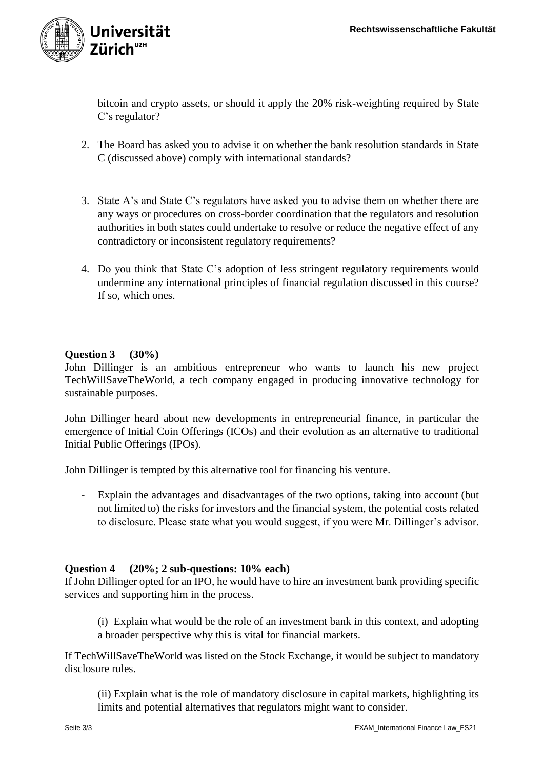bitcoin and crypto assets, or should it apply the 20% risk-weighting required by State C's regulator?

2. The Board has asked you to advise it on whether the bank resolution standards in State C (discussed above) comply with international standards?

3. State A's and State C's regulators have asked you to advise them on whether there are any ways or procedures on cross-border coordination that the regulators and resolution authorities in both states could undertake to resolve or reduce the negative effect of any contradictory or inconsistent regulatory requirements?

4. Do you think that State C's adoption of less stringent regulatory requirements would undermine any international principles of financial regulation discussed in this course? If so, which ones.

**Question 3 (30%)**

John Dillinger is an ambitious entrepreneur who wants to launch his new project TechWillSaveTheWorld, a tech company engaged in producing innovative technology for sustainable purposes.

John Dillinger heard about new developments in entrepreneurial finance, in particular the emergence of Initial Coin Offerings (ICOs) and their evolution as an alternative to traditional Initial Public Offerings (IPOs).

John Dillinger is tempted by this alternative tool for financing his venture.

- Explain the advantages and disadvantages of the two options, taking into account (but not limited to) the risks for investors and the financial system, the potential costs related to disclosure. Please state what you would suggest, if you were Mr. Dillinger's advisor.

**Question 4 (20%; 2 sub-questions: 10% each)**

If John Dillinger opted for an IPO, he would have to hire an investment bank providing specific services and supporting him in the process.

(i) Explain what would be the role of an investment bank in this context, and adopting a broader perspective why this is vital for financial markets.

If TechWillSaveTheWorld was listed on the Stock Exchange, it would be subject to mandatory disclosure rules.

(ii) Explain what is the role of mandatory disclosure in capital markets, highlighting its limits and potential alternatives that regulators might want to consider.